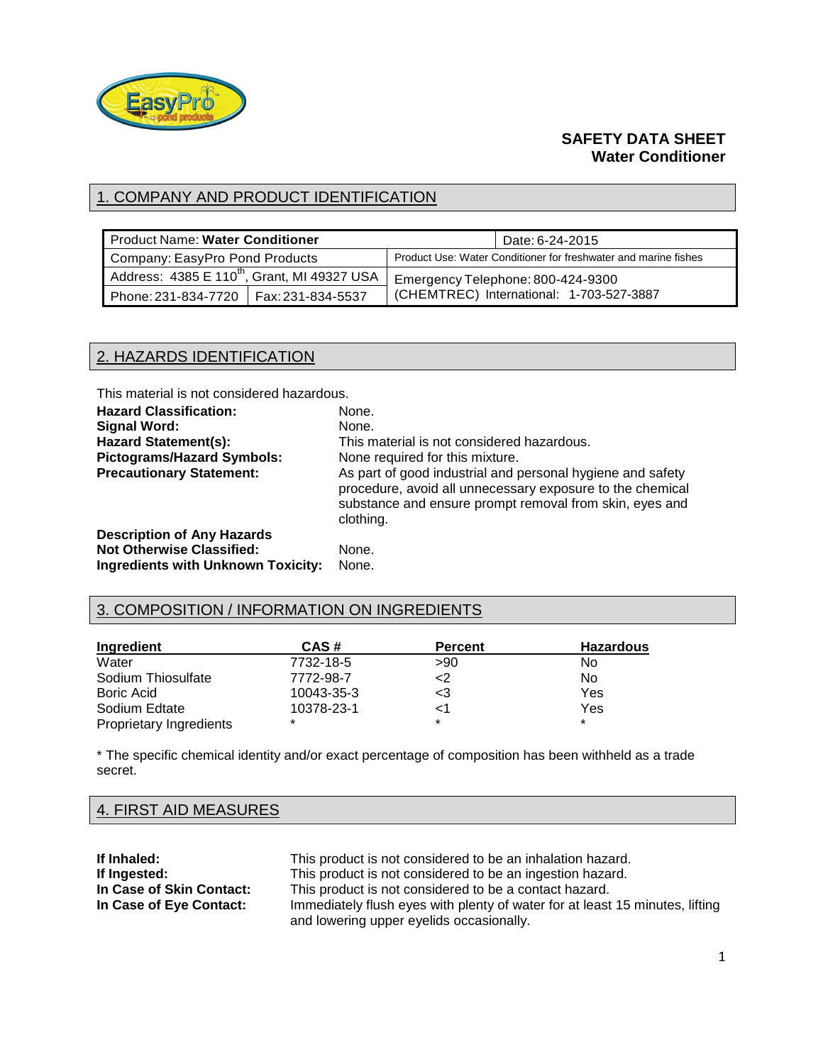# SAFETY DATA SHEET
## Water Conditioner

## 1. COMPANY AND PRODUCT IDENTIFICATION

| Product Name: **Water Conditioner** | | Date: 6-24-2015 |
|---|---|---|
| Company: EasyPro Pond Products | | Product Use: Water Conditioner for freshwater and marine fishes |
| Address: 4385 E 110th, Grant, MI 49327 USA | | Emergency Telephone: 800-424-9300 (CHEMTREC) International: 1-703-527-3887 |
| Phone: 231-834-7720 | Fax: 231-834-5537 | |

## 2. HAZARDS IDENTIFICATION

This material is not considered hazardous.

**Hazard Classification:** None.

**Signal Word:** None.

**Hazard Statement(s):** This material is not considered hazardous.

**Pictograms/Hazard Symbols:** None required for this mixture.

**Precautionary Statement:** As part of good industrial and personal hygiene and safety procedure, avoid all unnecessary exposure to the chemical substance and ensure prompt removal from skin, eyes and clothing.

**Description of Any Hazards Not Otherwise Classified:** None.

**Ingredients with Unknown Toxicity:** None.

## 3. COMPOSITION / INFORMATION ON INGREDIENTS

| Ingredient | CAS # | Percent | Hazardous |
|---|---|---|---|
| Water | 7732-18-5 | >90 | No |
| Sodium Thiosulfate | 7772-98-7 | <2 | No |
| Boric Acid | 10043-35-3 | <3 | Yes |
| Sodium Edtate | 10378-23-1 | <1 | Yes |
| Proprietary Ingredients | * | * | * |

* The specific chemical identity and/or exact percentage of composition has been withheld as a trade secret.

## 4. FIRST AID MEASURES

**If Inhaled:** This product is not considered to be an inhalation hazard.

**If Ingested:** This product is not considered to be an ingestion hazard.

**In Case of Skin Contact:** This product is not considered to be a contact hazard.

**In Case of Eye Contact:** Immediately flush eyes with plenty of water for at least 15 minutes, lifting and lowering upper eyelids occasionally.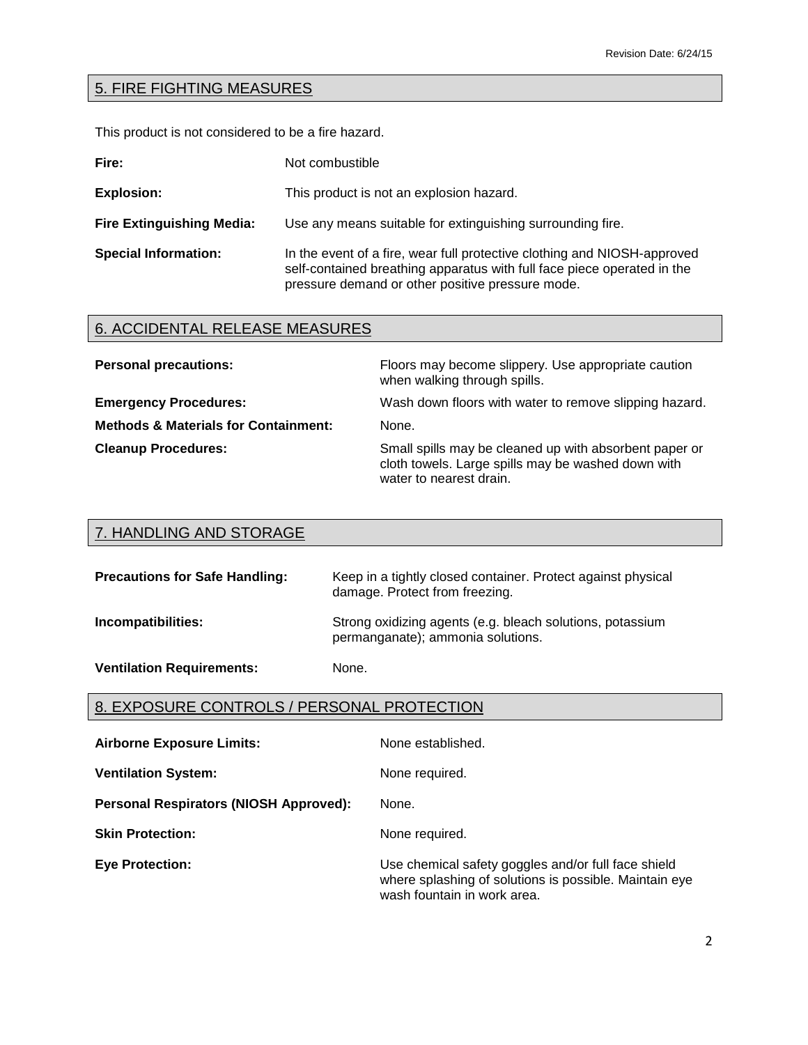## 5. FIRE FIGHTING MEASURES

This product is not considered to be a fire hazard.

**Fire:** Not combustible

**Explosion:** This product is not an explosion hazard.

**Fire Extinguishing Media:** Use any means suitable for extinguishing surrounding fire.

**Special Information:** In the event of a fire, wear full protective clothing and NIOSH-approved self-contained breathing apparatus with full face piece operated in the pressure demand or other positive pressure mode.

## 6. ACCIDENTAL RELEASE MEASURES

**Personal precautions:** Floors may become slippery. Use appropriate caution when walking through spills.

**Emergency Procedures:** Wash down floors with water to remove slipping hazard.

**Methods & Materials for Containment:** None.

**Cleanup Procedures:** Small spills may be cleaned up with absorbent paper or cloth towels. Large spills may be washed down with water to nearest drain.

## 7. HANDLING AND STORAGE

**Precautions for Safe Handling:** Keep in a tightly closed container. Protect against physical damage. Protect from freezing.

**Incompatibilities:** Strong oxidizing agents (e.g. bleach solutions, potassium permanganate); ammonia solutions.

**Ventilation Requirements:** None.

## 8. EXPOSURE CONTROLS / PERSONAL PROTECTION

**Airborne Exposure Limits:** None established.

**Ventilation System:** None required.

**Personal Respirators (NIOSH Approved):** None.

**Skin Protection:** None required.

**Eye Protection:** Use chemical safety goggles and/or full face shield where splashing of solutions is possible. Maintain eye wash fountain in work area.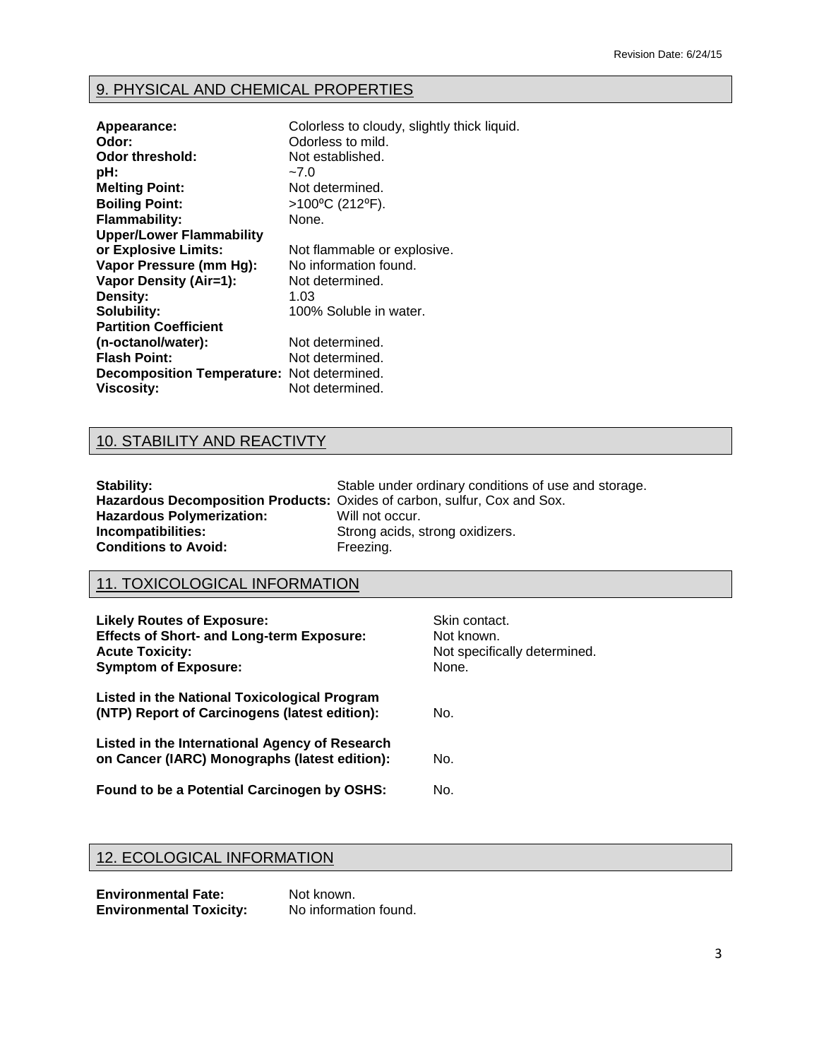## 9. PHYSICAL AND CHEMICAL PROPERTIES

**Appearance:** Colorless to cloudy, slightly thick liquid.
**Odor:** Odorless to mild.
**Odor threshold:** Not established.
**pH:** ~7.0
**Melting Point:** Not determined.
**Boiling Point:** >100ºC (212ºF).
**Flammability:** None.
**Upper/Lower Flammability or Explosive Limits:** Not flammable or explosive.
**Vapor Pressure (mm Hg):** No information found.
**Vapor Density (Air=1):** Not determined.
**Density:** 1.03
**Solubility:** 100% Soluble in water.
**Partition Coefficient (n-octanol/water):** Not determined.
**Flash Point:** Not determined.
**Decomposition Temperature:** Not determined.
**Viscosity:** Not determined.

## 10. STABILITY AND REACTIVTY

**Stability:** Stable under ordinary conditions of use and storage.
**Hazardous Decomposition Products:** Oxides of carbon, sulfur, Cox and Sox.
**Hazardous Polymerization:** Will not occur.
**Incompatibilities:** Strong acids, strong oxidizers.
**Conditions to Avoid:** Freezing.

## 11. TOXICOLOGICAL INFORMATION

**Likely Routes of Exposure:** Skin contact.
**Effects of Short- and Long-term Exposure:** Not known.
**Acute Toxicity:** Not specifically determined.
**Symptom of Exposure:** None.

**Listed in the National Toxicological Program (NTP) Report of Carcinogens (latest edition):** No.

**Listed in the International Agency of Research on Cancer (IARC) Monographs (latest edition):** No.

**Found to be a Potential Carcinogen by OSHS:** No.

## 12. ECOLOGICAL INFORMATION

**Environmental Fate:** Not known.
**Environmental Toxicity:** No information found.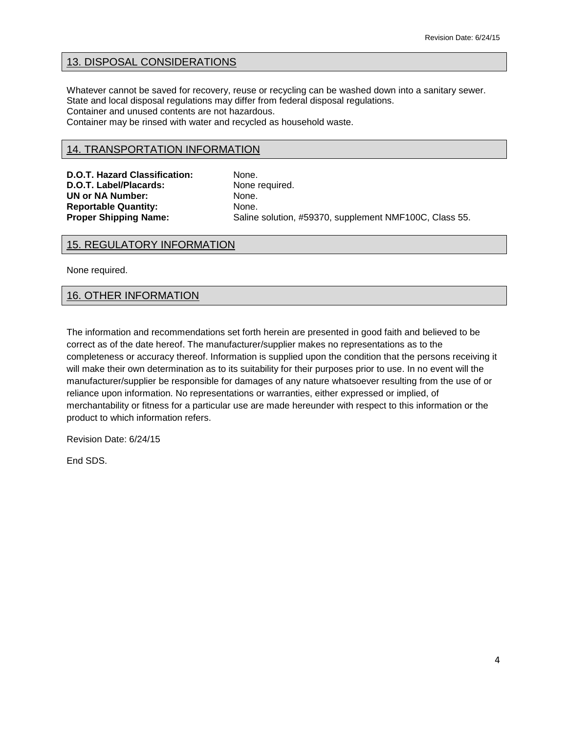## 13. DISPOSAL CONSIDERATIONS

Whatever cannot be saved for recovery, reuse or recycling can be washed down into a sanitary sewer.
State and local disposal regulations may differ from federal disposal regulations.
Container and unused contents are not hazardous.
Container may be rinsed with water and recycled as household waste.

## 14. TRANSPORTATION INFORMATION

| | |
|---|---|
| **D.O.T. Hazard Classification:** | None. |
| **D.O.T. Label/Placards:** | None required. |
| **UN or NA Number:** | None. |
| **Reportable Quantity:** | None. |
| **Proper Shipping Name:** | Saline solution, #59370, supplement NMF100C, Class 55. |

## 15. REGULATORY INFORMATION

None required.

## 16. OTHER INFORMATION

The information and recommendations set forth herein are presented in good faith and believed to be correct as of the date hereof. The manufacturer/supplier makes no representations as to the completeness or accuracy thereof. Information is supplied upon the condition that the persons receiving it will make their own determination as to its suitability for their purposes prior to use. In no event will the manufacturer/supplier be responsible for damages of any nature whatsoever resulting from the use of or reliance upon information. No representations or warranties, either expressed or implied, of merchantability or fitness for a particular use are made hereunder with respect to this information or the product to which information refers.

Revision Date: 6/24/15

End SDS.